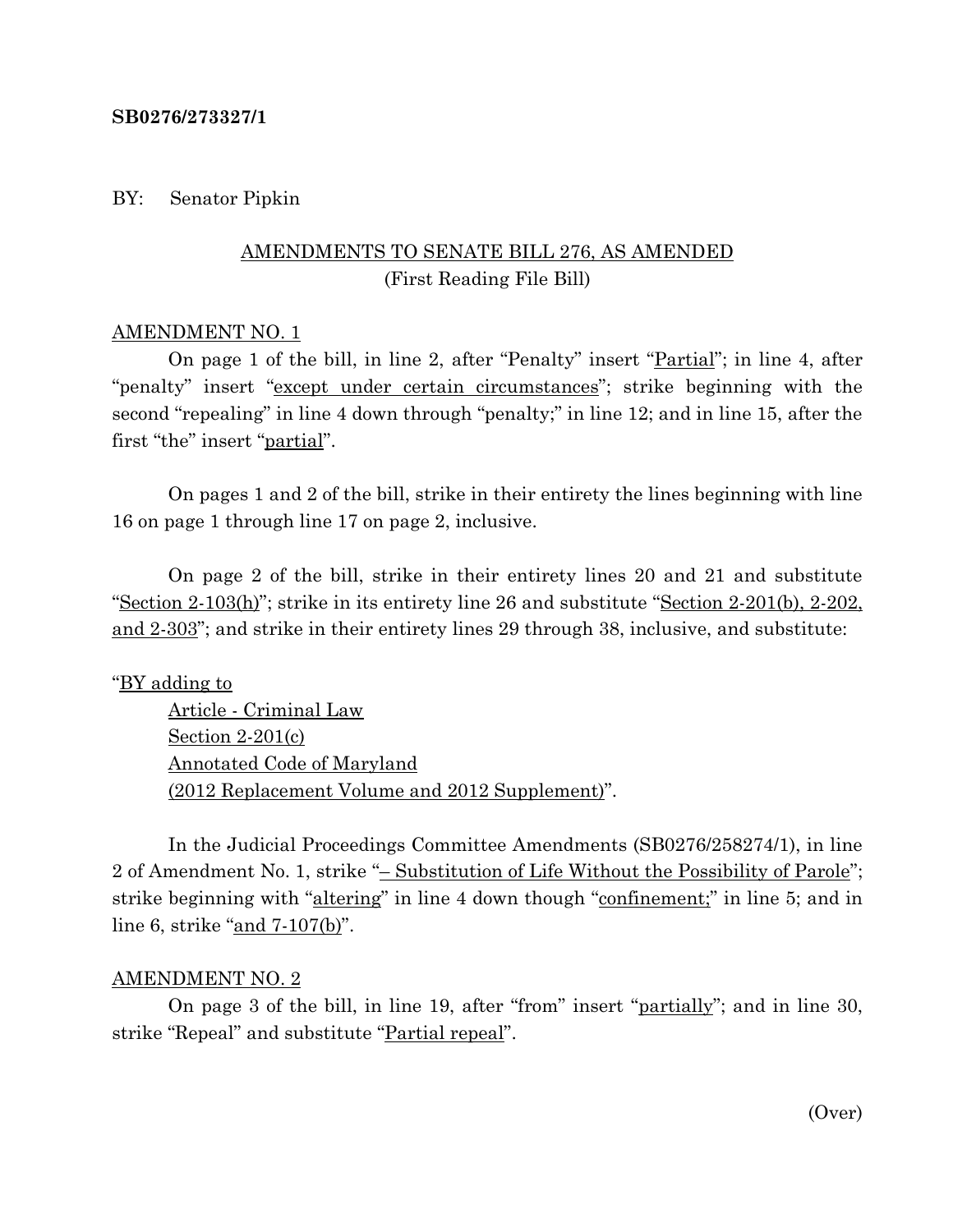**SB0276/273327/1**

BY: Senator Pipkin

AMENDMENTS TO SENATE BILL 276, AS AMENDED
(First Reading File Bill)

AMENDMENT NO. 1

On page 1 of the bill, in line 2, after "Penalty" insert "Partial"; in line 4, after "penalty" insert "except under certain circumstances"; strike beginning with the second "repealing" in line 4 down through "penalty;" in line 12; and in line 15, after the first "the" insert "partial".

On pages 1 and 2 of the bill, strike in their entirety the lines beginning with line 16 on page 1 through line 17 on page 2, inclusive.

On page 2 of the bill, strike in their entirety lines 20 and 21 and substitute "Section 2-103(h)"; strike in its entirety line 26 and substitute "Section 2-201(b), 2-202, and 2-303"; and strike in their entirety lines 29 through 38, inclusive, and substitute:

"BY adding to
Article - Criminal Law
Section 2-201(c)
Annotated Code of Maryland
(2012 Replacement Volume and 2012 Supplement)".

In the Judicial Proceedings Committee Amendments (SB0276/258274/1), in line 2 of Amendment No. 1, strike "– Substitution of Life Without the Possibility of Parole"; strike beginning with "altering" in line 4 down though "confinement;" in line 5; and in line 6, strike "and 7-107(b)".

AMENDMENT NO. 2

On page 3 of the bill, in line 19, after "from" insert "partially"; and in line 30, strike "Repeal" and substitute "Partial repeal".

(Over)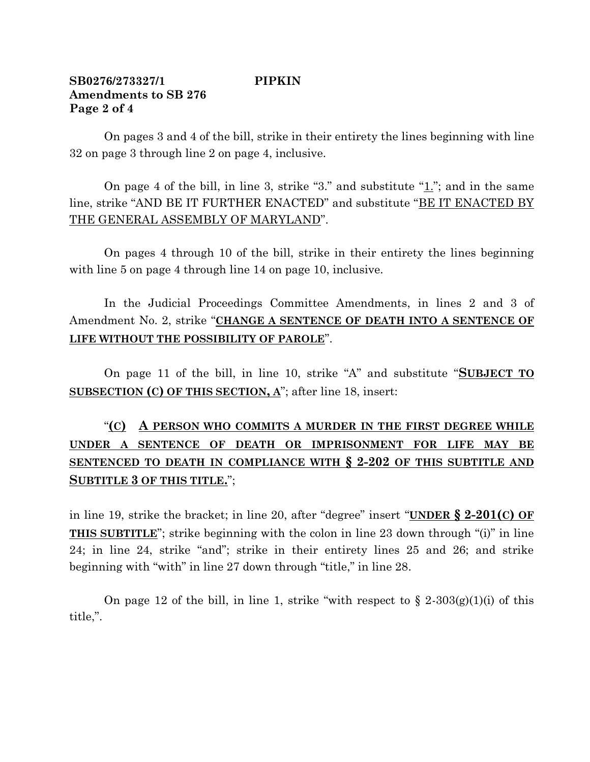On pages 3 and 4 of the bill, strike in their entirety the lines beginning with line 32 on page 3 through line 2 on page 4, inclusive.

On page 4 of the bill, in line 3, strike "3." and substitute "1."; and in the same line, strike "AND BE IT FURTHER ENACTED" and substitute "BE IT ENACTED BY THE GENERAL ASSEMBLY OF MARYLAND".

On pages 4 through 10 of the bill, strike in their entirety the lines beginning with line 5 on page 4 through line 14 on page 10, inclusive.

In the Judicial Proceedings Committee Amendments, in lines 2 and 3 of Amendment No. 2, strike "**CHANGE A SENTENCE OF DEATH INTO A SENTENCE OF LIFE WITHOUT THE POSSIBILITY OF PAROLE**".

On page 11 of the bill, in line 10, strike "A" and substitute "**SUBJECT TO SUBSECTION (C) OF THIS SECTION, A**"; after line 18, insert:

"**(C) A PERSON WHO COMMITS A MURDER IN THE FIRST DEGREE WHILE UNDER A SENTENCE OF DEATH OR IMPRISONMENT FOR LIFE MAY BE SENTENCED TO DEATH IN COMPLIANCE WITH § 2-202 OF THIS SUBTITLE AND SUBTITLE 3 OF THIS TITLE.**";

in line 19, strike the bracket; in line 20, after "degree" insert "**UNDER § 2-201(C) OF THIS SUBTITLE**"; strike beginning with the colon in line 23 down through "(i)" in line 24; in line 24, strike "and"; strike in their entirety lines 25 and 26; and strike beginning with "with" in line 27 down through "title," in line 28.

On page 12 of the bill, in line 1, strike "with respect to § 2-303(g)(1)(i) of this title,".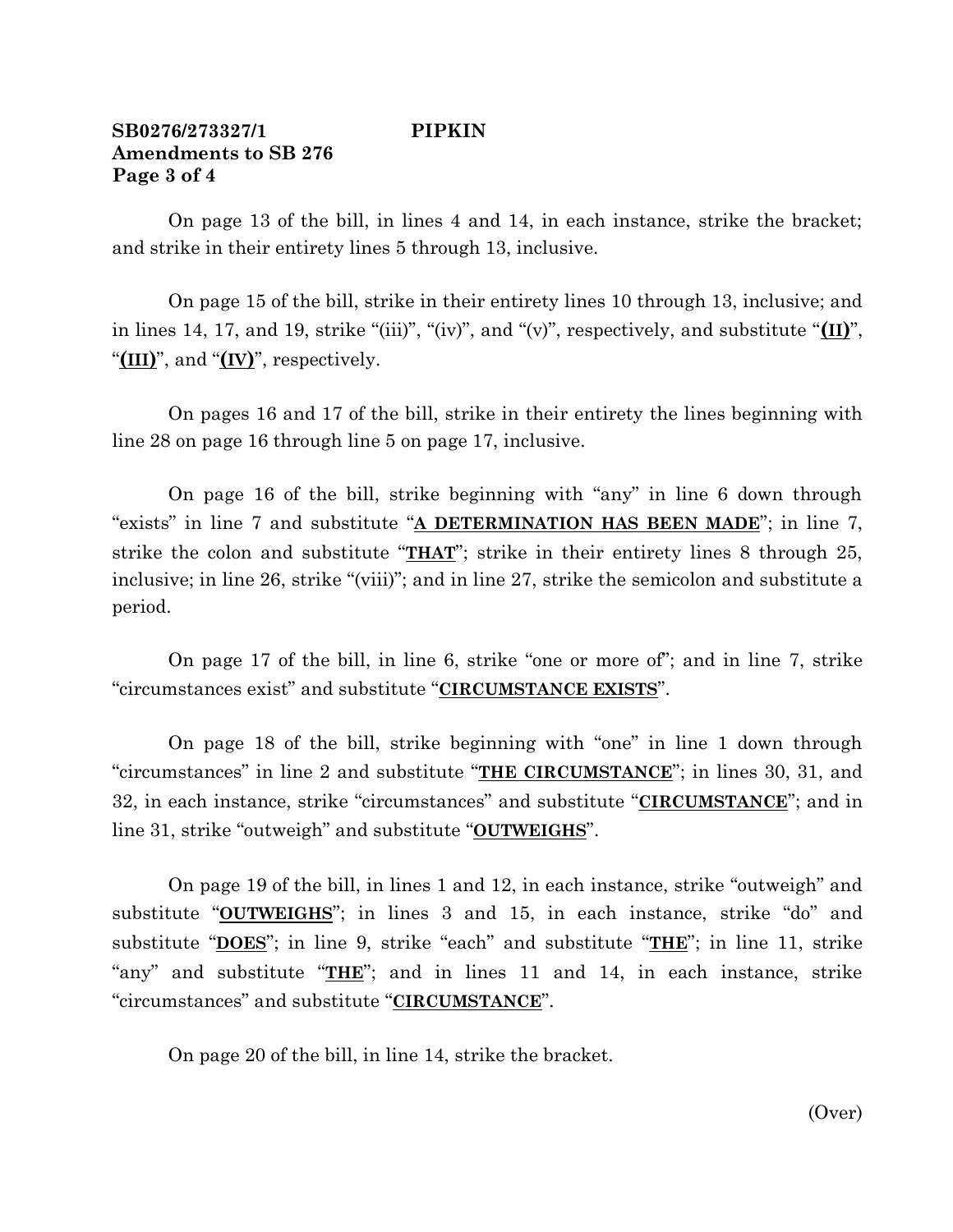**SB0276/273327/1 PIPKIN**
**Amendments to SB 276**

On page 13 of the bill, in lines 4 and 14, in each instance, strike the bracket; and strike in their entirety lines 5 through 13, inclusive.

On page 15 of the bill, strike in their entirety lines 10 through 13, inclusive; and in lines 14, 17, and 19, strike "(iii)", "(iv)", and "(v)", respectively, and substitute "**(II)**", "**(III)**", and "**(IV)**", respectively.

On pages 16 and 17 of the bill, strike in their entirety the lines beginning with line 28 on page 16 through line 5 on page 17, inclusive.

On page 16 of the bill, strike beginning with "any" in line 6 down through "exists" in line 7 and substitute "**A DETERMINATION HAS BEEN MADE**"; in line 7, strike the colon and substitute "**THAT**"; strike in their entirety lines 8 through 25, inclusive; in line 26, strike "(viii)"; and in line 27, strike the semicolon and substitute a period.

On page 17 of the bill, in line 6, strike "one or more of"; and in line 7, strike "circumstances exist" and substitute "**CIRCUMSTANCE EXISTS**".

On page 18 of the bill, strike beginning with "one" in line 1 down through "circumstances" in line 2 and substitute "**THE CIRCUMSTANCE**"; in lines 30, 31, and 32, in each instance, strike "circumstances" and substitute "**CIRCUMSTANCE**"; and in line 31, strike "outweigh" and substitute "**OUTWEIGHS**".

On page 19 of the bill, in lines 1 and 12, in each instance, strike "outweigh" and substitute "**OUTWEIGHS**"; in lines 3 and 15, in each instance, strike "do" and substitute "**DOES**"; in line 9, strike "each" and substitute "**THE**"; in line 11, strike "any" and substitute "**THE**"; and in lines 11 and 14, in each instance, strike "circumstances" and substitute "**CIRCUMSTANCE**".

On page 20 of the bill, in line 14, strike the bracket.

(Over)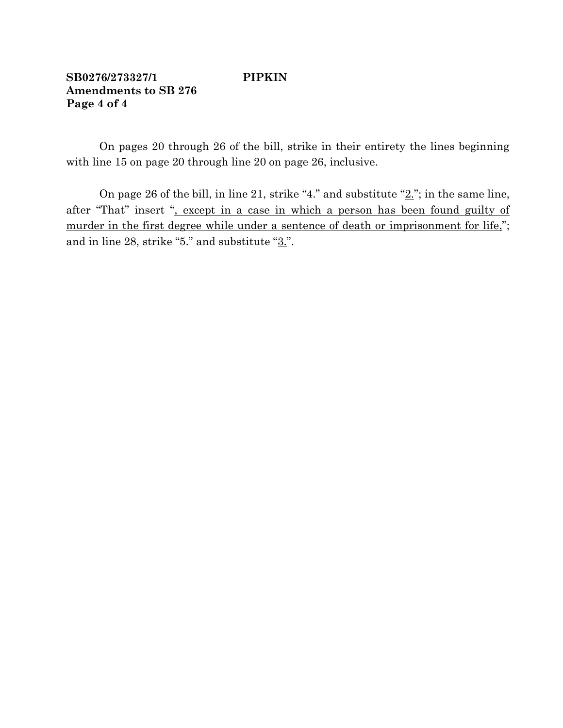On pages 20 through 26 of the bill, strike in their entirety the lines beginning with line 15 on page 20 through line 20 on page 26, inclusive.

On page 26 of the bill, in line 21, strike "4." and substitute "<u>2.</u>"; in the same line, after "That" insert "<u>, except in a case in which a person has been found guilty of murder in the first degree while under a sentence of death or imprisonment for life,</u>"; and in line 28, strike "5." and substitute "<u>3.</u>".